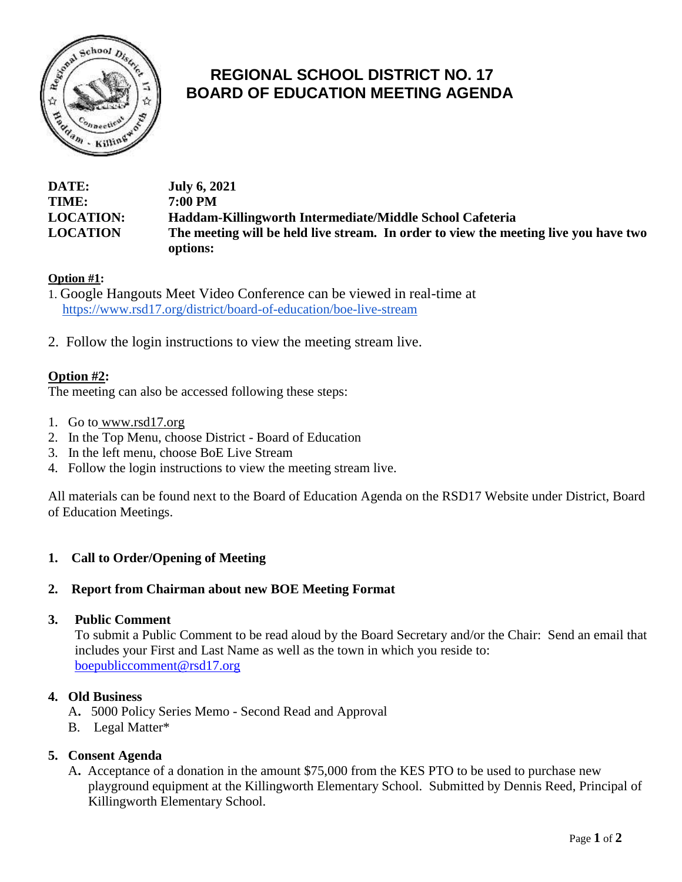# REGIONAL SCHOOL DISTRICT NO. 17
# BOARD OF EDUCATION MEETING AGENDA

**DATE:** July 6, 2021
**TIME:** 7:00 PM
**LOCATION:** Haddam-Killingworth Intermediate/Middle School Cafeteria
**LOCATION** The meeting will be held live stream. In order to view the meeting live you have two options:

**Option #1:**

1. Google Hangouts Meet Video Conference can be viewed in real-time at https://www.rsd17.org/district/board-of-education/boe-live-stream
2. Follow the login instructions to view the meeting stream live.

**Option #2:**

The meeting can also be accessed following these steps:

1. Go to www.rsd17.org
2. In the Top Menu, choose District - Board of Education
3. In the left menu, choose BoE Live Stream
4. Follow the login instructions to view the meeting stream live.

All materials can be found next to the Board of Education Agenda on the RSD17 Website under District, Board of Education Meetings.

**1. Call to Order/Opening of Meeting**

**2. Report from Chairman about new BOE Meeting Format**

**3. Public Comment**

To submit a Public Comment to be read aloud by the Board Secretary and/or the Chair: Send an email that includes your First and Last Name as well as the town in which you reside to: boepubliccomment@rsd17.org

**4. Old Business**

A. 5000 Policy Series Memo - Second Read and Approval
B. Legal Matter*

**5. Consent Agenda**

A. Acceptance of a donation in the amount $75,000 from the KES PTO to be used to purchase new playground equipment at the Killingworth Elementary School. Submitted by Dennis Reed, Principal of Killingworth Elementary School.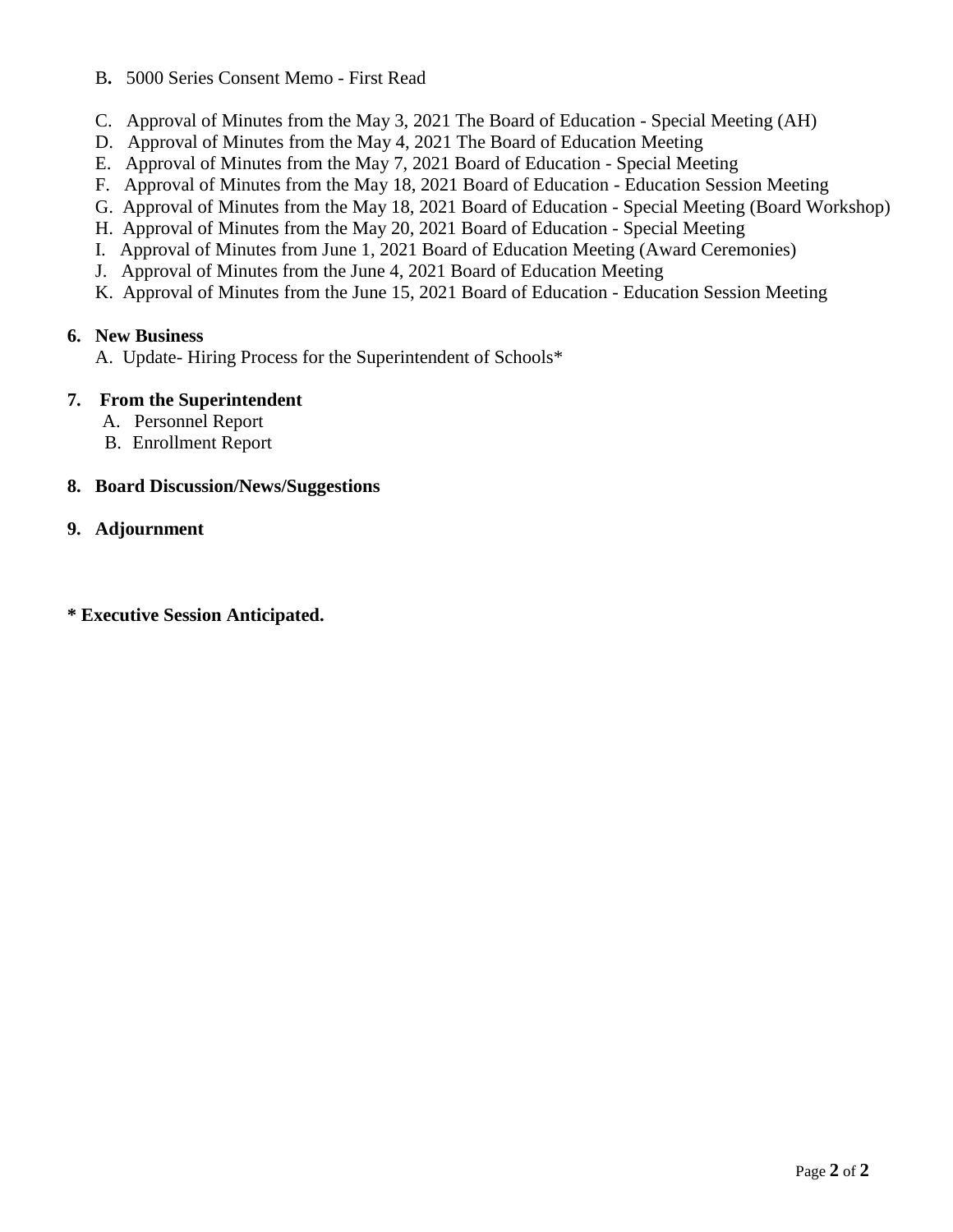B. 5000 Series Consent Memo - First Read

C. Approval of Minutes from the May 3, 2021 The Board of Education - Special Meeting (AH)
D. Approval of Minutes from the May 4, 2021 The Board of Education Meeting
E. Approval of Minutes from the May 7, 2021 Board of Education - Special Meeting
F. Approval of Minutes from the May 18, 2021 Board of Education - Education Session Meeting
G. Approval of Minutes from the May 18, 2021 Board of Education - Special Meeting (Board Workshop)
H. Approval of Minutes from the May 20, 2021 Board of Education - Special Meeting
I. Approval of Minutes from June 1, 2021 Board of Education Meeting (Award Ceremonies)
J. Approval of Minutes from the June 4, 2021 Board of Education Meeting
K. Approval of Minutes from the June 15, 2021 Board of Education - Education Session Meeting

**6. New Business**

A. Update- Hiring Process for the Superintendent of Schools*

**7. From the Superintendent**

A. Personnel Report
B. Enrollment Report

**8. Board Discussion/News/Suggestions**

**9. Adjournment**

**\* Executive Session Anticipated.**